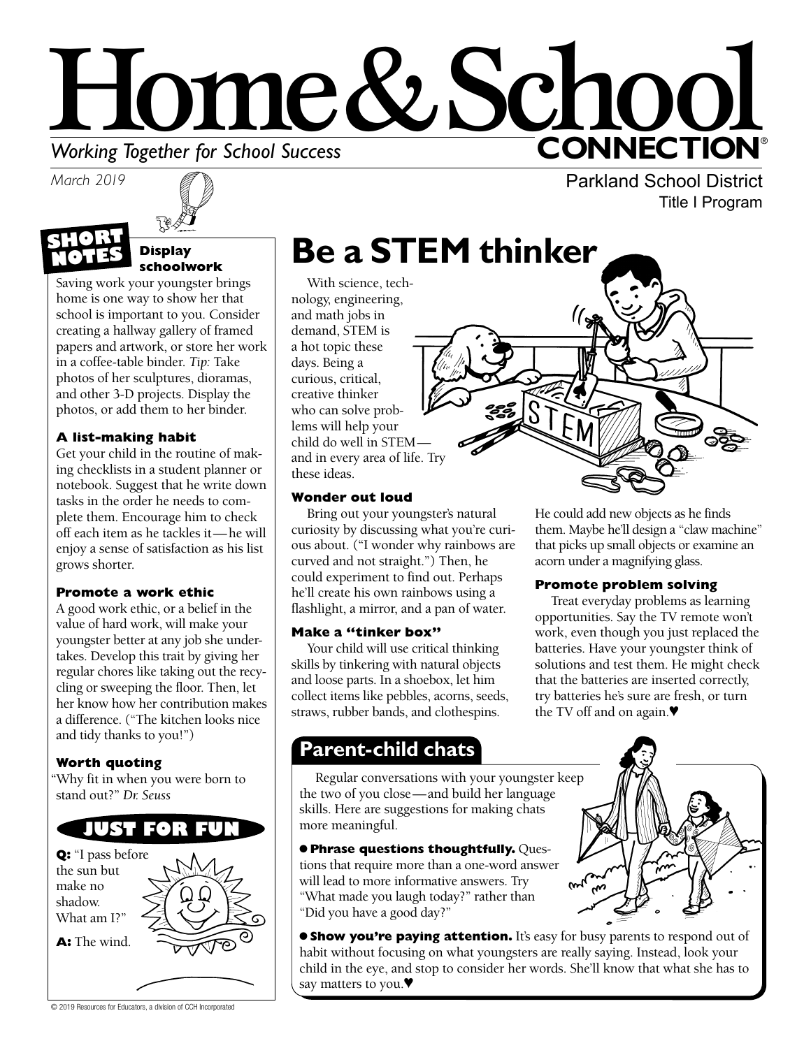# Home & School CONNECTION®

*Working Together for School Success*

*March 2019*

Parkland School District
Title I Program

## SHORT NOTES

### Display schoolwork

Saving work your youngster brings home is one way to show her that school is important to you. Consider creating a hallway gallery of framed papers and artwork, or store her work in a coffee-table binder. *Tip:* Take photos of her sculptures, dioramas, and other 3-D projects. Display the photos, or add them to her binder.

### A list-making habit

Get your child in the routine of making checklists in a student planner or notebook. Suggest that he write down tasks in the order he needs to complete them. Encourage him to check off each item as he tackles it—he will enjoy a sense of satisfaction as his list grows shorter.

### Promote a work ethic

A good work ethic, or a belief in the value of hard work, will make your youngster better at any job she undertakes. Develop this trait by giving her regular chores like taking out the recycling or sweeping the floor. Then, let her know how her contribution makes a difference. ("The kitchen looks nice and tidy thanks to you!")

### Worth quoting

"Why fit in when you were born to stand out?" *Dr. Seuss*

## JUST FOR FUN

**Q:** "I pass before the sun but make no shadow. What am I?"

**A:** The wind.

# Be a STEM thinker

With science, technology, engineering, and math jobs in demand, STEM is a hot topic these days. Being a curious, critical, creative thinker who can solve problems will help your child do well in STEM—and in every area of life. Try these ideas.

### Wonder out loud

Bring out your youngster's natural curiosity by discussing what you're curious about. ("I wonder why rainbows are curved and not straight.") Then, he could experiment to find out. Perhaps he'll create his own rainbows using a flashlight, a mirror, and a pan of water.

### Make a "tinker box"

Your child will use critical thinking skills by tinkering with natural objects and loose parts. In a shoebox, let him collect items like pebbles, acorns, seeds, straws, rubber bands, and clothespins. He could add new objects as he finds them. Maybe he'll design a "claw machine" that picks up small objects or examine an acorn under a magnifying glass.

### Promote problem solving

Treat everyday problems as learning opportunities. Say the TV remote won't work, even though you just replaced the batteries. Have your youngster think of solutions and test them. He might check that the batteries are inserted correctly, try batteries he's sure are fresh, or turn the TV off and on again.♥

## Parent-child chats

Regular conversations with your youngster keep the two of you close—and build her language skills. Here are suggestions for making chats more meaningful.

- **Phrase questions thoughtfully.** Questions that require more than a one-word answer will lead to more informative answers. Try "What made you laugh today?" rather than "Did you have a good day?"

- **Show you're paying attention.** It's easy for busy parents to respond out of habit without focusing on what youngsters are really saying. Instead, look your child in the eye, and stop to consider her words. She'll know that what she has to say matters to you.♥

© 2019 Resources for Educators, a division of CCH Incorporated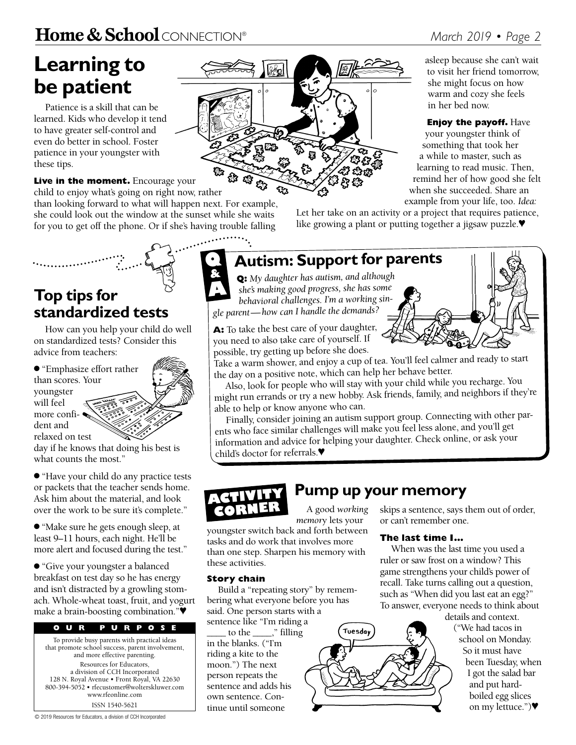## Learning to be patient

Patience is a skill that can be learned. Kids who develop it tend to have greater self-control and even do better in school. Foster patience in your youngster with these tips.

**Live in the moment.** Encourage your child to enjoy what's going on right now, rather than looking forward to what will happen next. For example, she could look out the window at the sunset while she waits for you to get off the phone. Or if she's having trouble falling asleep because she can't wait to visit her friend tomorrow, she might focus on how warm and cozy she feels in her bed now.

**Enjoy the payoff.** Have your youngster think of something that took her a while to master, such as learning to read music. Then, remind her of how good she felt when she succeeded. Share an example from your life, too. *Idea:* Let her take on an activity or a project that requires patience, like growing a plant or putting together a jigsaw puzzle.♥

## Top tips for standardized tests

How can you help your child do well on standardized tests? Consider this advice from teachers:

- "Emphasize effort rather than scores. Your youngster will feel more confident and relaxed on test day if he knows that doing his best is what counts the most."
- "Have your child do any practice tests or packets that the teacher sends home. Ask him about the material, and look over the work to be sure it's complete."
- "Make sure he gets enough sleep, at least 9–11 hours, each night. He'll be more alert and focused during the test."
- "Give your youngster a balanced breakfast on test day so he has energy and isn't distracted by a growling stomach. Whole-wheat toast, fruit, and yogurt make a brain-boosting combination."♥

**OUR PURPOSE**

To provide busy parents with practical ideas that promote school success, parent involvement, and more effective parenting.

Resources for Educators, a division of CCH Incorporated
128 N. Royal Avenue • Front Royal, VA 22630
800-394-5052 • rfecustomer@wolterskluwer.com
www.rfeonline.com

ISSN 1540-5621

© 2019 Resources for Educators, a division of CCH Incorporated

## Q & A: Autism: Support for parents

**Q:** *My daughter has autism, and although she's making good progress, she has some behavioral challenges. I'm a working single parent—how can I handle the demands?*

**A:** To take the best care of your daughter, you need to also take care of yourself. If possible, try getting up before she does. Take a warm shower, and enjoy a cup of tea. You'll feel calmer and ready to start the day on a positive note, which can help her behave better.

Also, look for people who will stay with your child while you recharge. You might run errands or try a new hobby. Ask friends, family, and neighbors if they're able to help or know anyone who can.

Finally, consider joining an autism support group. Connecting with other parents who face similar challenges will make you feel less alone, and you'll get information and advice for helping your daughter. Check online, or ask your child's doctor for referrals.♥

## ACTIVITY CORNER: Pump up your memory

A good *working memory* lets your youngster switch back and forth between tasks and do work that involves more than one step. Sharpen his memory with these activities.

### Story chain

Build a "repeating story" by remembering what everyone before you has said. One person starts with a sentence like "I'm riding a ____ to the ____," filling in the blanks. ("I'm riding a kite to the moon.") The next person repeats the sentence and adds his own sentence. Continue until someone skips a sentence, says them out of order, or can't remember one.

### The last time I…

When was the last time you used a ruler or saw frost on a window? This game strengthens your child's power of recall. Take turns calling out a question, such as "When did you last eat an egg?" To answer, everyone needs to think about details and context. ("We had tacos in school on Monday. So it must have been Tuesday, when I got the salad bar and put hard-boiled egg slices on my lettuce.")♥